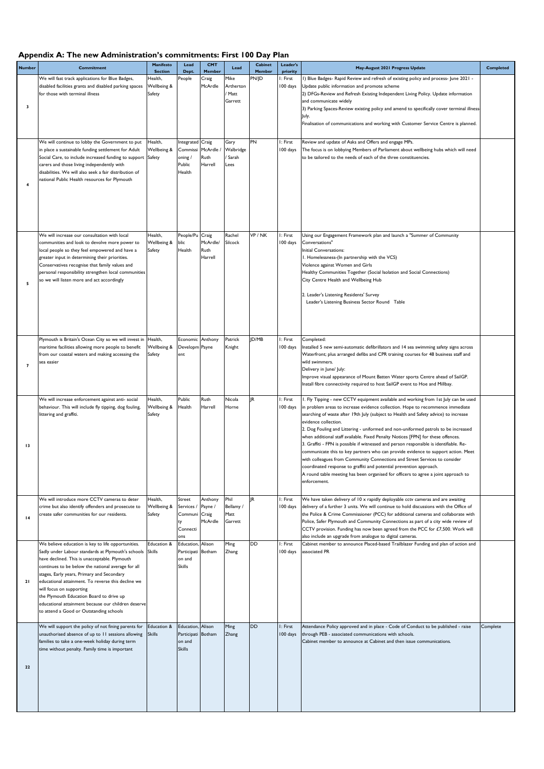## Appendix A: The new Administration's commitments: First 100 Day Plan

| Number | Commitment | Manifesto Section | Lead Dept. | CMT Member | Lead | Cabinet Member | Leader's priority | May-August 2021 Progress Update | Completed |
|---|---|---|---|---|---|---|---|---|---|
| 3 | We will fast track applications for Blue Badges, disabled facilities grants and disabled parking spaces for those with terminal illness | Health, Wellbeing & Safety | People | Craig McArdle | Mike Artherton / Matt Garrett | PN/JD | 1: First 100 days | 1) Blue Badges- Rapid Review and refresh of existing policy and process- June 2021 - Update public information and promote scheme<br>2) DFGs-Review and Refresh Existing Independent Living Policy. Update information and communicate widely<br>3) Parking Spaces-Review existing policy and amend to specifically cover terminal illness-July.<br>Finalisation of communications and working with Customer Service Centre is planned. | |
| 4 | We will continue to lobby the Government to put in place a sustainable funding settlement for Adult Social Care, to include increased funding to support carers and those living independently with disabilities. We will also seek a fair distribution of national Public Health resources for Plymouth | Health, Wellbeing & Safety | Integrated Commissioning / Public Health | Craig McArdle / Ruth Harrell | Gary Walbridge / Sarah Lees | PN | 1: First 100 days | Review and update of Asks and Offers and engage MPs.<br>The focus is on lobbying Members of Parliament about wellbeing hubs which will need to be tailored to the needs of each of the three constituencies. | |
| 5 | We will increase our consultation with local communities and look to devolve more power to local people so they feel empowered and have a greater input in determining their priorities. Conservatives recognise that family values and personal responsibility strengthen local communities so we will listen more and act accordingly | Health, Wellbeing & Safety | People/Public Health | Craig McArdle/ Ruth Harrell | Rachel Silcock | VP / NK | 1: First 100 days | Using our Engagement Framework plan and launch a "Summer of Community Conversations"<br>Initial Conversations:<br>1. Homelessness-(In partnership with the VCS)<br>Violence against Women and Girls<br>Healthy Communities Together (Social Isolation and Social Connections)<br>City Centre Health and Wellbeing Hub<br><br>2. Leader's Listening Residents' Survey<br>Leader's Listening Business Sector Round Table | |
| 7 | Plymouth is Britain's Ocean City so we will invest in maritime facilities allowing more people to benefit from our coastal waters and making accessing the sea easier | Health, Wellbeing & Safety | Economic Development | Anthony Payne | Patrick Knight | JD/MB | 1: First 100 days | Completed:<br>Installed 5 new semi-automatic defibrillators and 14 sea swimming safety signs across Waterfront; plus arranged defibs and CPR training courses for 48 business staff and wild swimmers.<br>Delivery in June/ July:<br>Improve visual appearance of Mount Batten Water sports Centre ahead of SailGP.<br>Install fibre connectivity required to host SailGP event to Hoe and Millbay. | |
| 13 | We will increase enforcement against anti- social behaviour. This will include fly tipping, dog fouling, littering and graffiti. | Health, Wellbeing & Safety | Public Health | Ruth Harrell | Nicola Horne | JR | 1: First 100 days | 1. Fly Tipping - new CCTV equipment available and working from 1st July can be used in problem areas to increase evidence collection. Hope to recommence immediate searching of waste after 19th July (subject to Health and Safety advice) to increase evidence collection.<br>2. Dog Fouling and Littering - uniformed and non-uniformed patrols to be increased when additional staff available. Fixed Penalty Notices [FPN] for these offences.<br>3. Graffiti - FPN is possible if witnessed and person responsible is identifiable. Re-communicate this to key partners who can provide evidence to support action. Meet with colleagues from Community Connections and Street Services to consider coordinated response to graffiti and potential prevention approach.<br>A round table meeting has been organised for officers to agree a joint approach to enforcement. | |
| 14 | We will introduce more CCTV cameras to deter crime but also identify offenders and prosecute to create safer communities for our residents. | Health, Wellbeing & Safety | Street Services / Community Connections | Anthony Payne / Craig McArdle | Phil Bellamy / Matt Garrett | JR | 1: First 100 days | We have taken delivery of 10 x rapidly deployable cctv cameras and are awaiting delivery of a further 3 units. We will continue to hold discussions with the Office of the Police & Crime Commissioner (PCC) for additional cameras and collaborate with Police, Safer Plymouth and Community Connections as part of a city wide review of CCTV provision. Funding has now been agreed from the PCC for £7,500. Work will also include an upgrade from analogue to digital cameras. | |
| 21 | We believe education is key to life opportunities. Sadly under Labour standards at Plymouth's schools have declined. This is unacceptable. Plymouth continues to be below the national average for all stages, Early years, Primary and Secondary educational attainment. To reverse this decline we will focus on supporting the Plymouth Education Board to drive up educational attainment because our children deserve to attend a Good or Outstanding schools | Education & Skills | Education, Participation and Skills | Alison Botham | Ming Zhang | DD | 1: First 100 days | Cabinet member to announce Placed-based Trailblazer Funding and plan of action and associated PR | |
| 22 | We will support the policy of not fining parents for unauthorised absence of up to 11 sessions allowing families to take a one-week holiday during term time without penalty. Family time is important | Education & Skills | Education, Participation and Skills | Alison Botham | Ming Zhang | DD | 1: First 100 days | Attendance Policy approved and in place - Code of Conduct to be published - raise through PEB - associated communications with schools.<br>Cabinet member to announce at Cabinet and then issue communications. | Complete |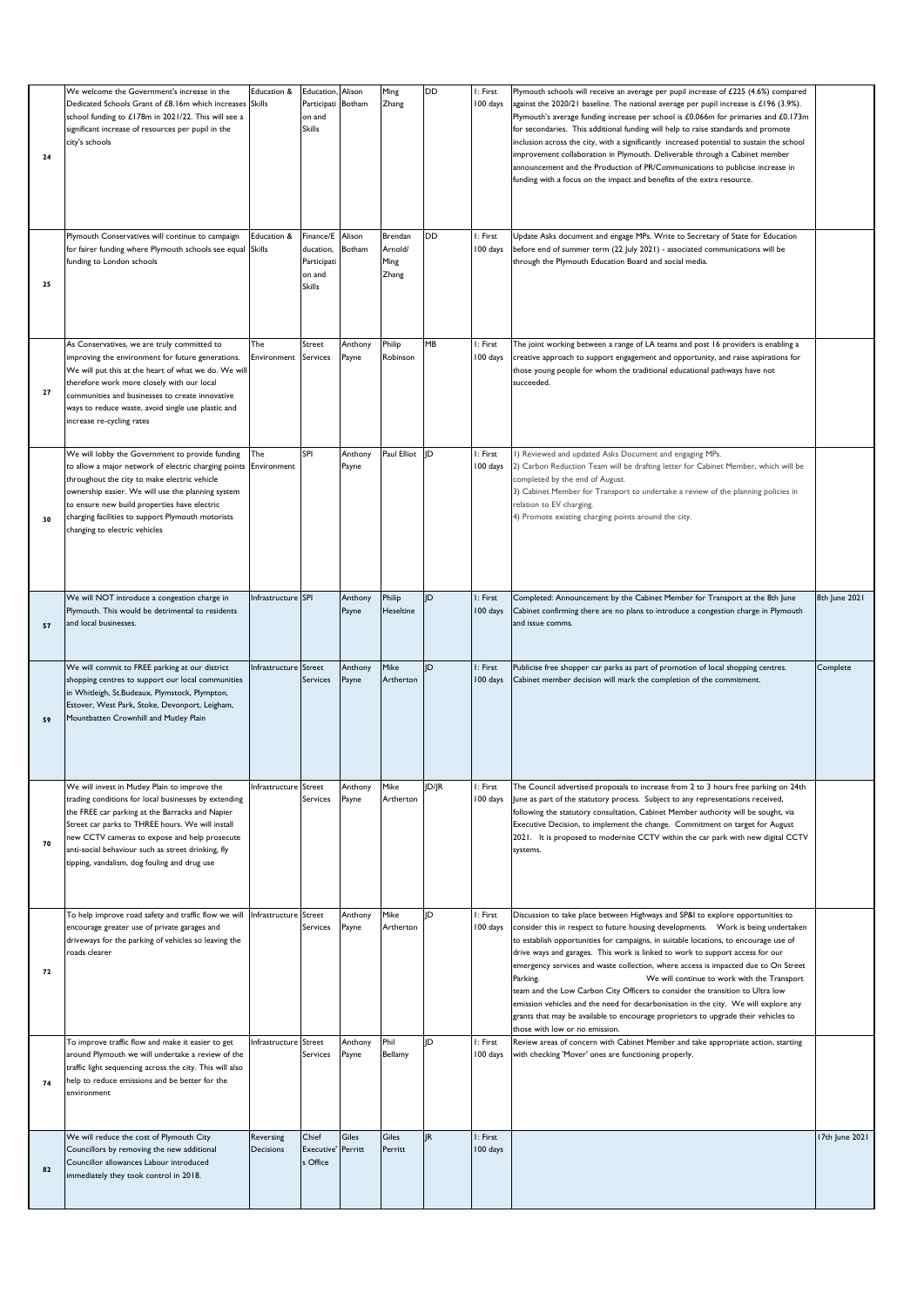| | | | | | | | | | |
|---|---|---|---|---|---|---|---|---|---|
| 24 | We welcome the Government's increase in the Dedicated Schools Grant of £8.16m which increases school funding to £178m in 2021/22. This will see a significant increase of resources per pupil in the city's schools | Education & Skills | Education, Participation and Skills | Alison Botham | Ming Zhang | DD | 1: First 100 days | Plymouth schools will receive an average per pupil increase of £225 (4.6%) compared against the 2020/21 baseline. The national average per pupil increase is £196 (3.9%). Plymouth's average funding increase per school is £0.066m for primaries and £0.173m for secondaries. This additional funding will help to raise standards and promote inclusion across the city, with a significantly increased potential to sustain the school improvement collaboration in Plymouth. Deliverable through a Cabinet member announcement and the Production of PR/Communications to publicise increase in funding with a focus on the impact and benefits of the extra resource. | |
| 25 | Plymouth Conservatives will continue to campaign for fairer funding where Plymouth schools see equal funding to London schools | Education & Skills | Finance/Education, Participation and Skills | Alison Botham | Brendan Arnold/ Ming Zhang | DD | 1: First 100 days | Update Asks document and engage MPs. Write to Secretary of State for Education before end of summer term (22 July 2021) - associated communications will be through the Plymouth Education Board and social media. | |
| 27 | As Conservatives, we are truly committed to improving the environment for future generations. We will put this at the heart of what we do. We will therefore work more closely with our local communities and businesses to create innovative ways to reduce waste, avoid single use plastic and increase re-cycling rates | The Environment | Street Services | Anthony Payne | Philip Robinson | MB | 1: First 100 days | The joint working between a range of LA teams and post 16 providers is enabling a creative approach to support engagement and opportunity, and raise aspirations for those young people for whom the traditional educational pathways have not succeeded. | |
| 30 | We will lobby the Government to provide funding to allow a major network of electric charging points throughout the city to make electric vehicle ownership easier. We will use the planning system to ensure new build properties have electric charging facilities to support Plymouth motorists changing to electric vehicles | The Environment | SPI | Anthony Payne | Paul Elliot | JD | 1: First 100 days | 1) Reviewed and updated Asks Document and engaging MPs.<br>2) Carbon Reduction Team will be drafting letter for Cabinet Member, which will be completed by the end of August.<br>3) Cabinet Member for Transport to undertake a review of the planning policies in relation to EV charging.<br>4) Promote existing charging points around the city. | |
| 57 | We will NOT introduce a congestion charge in Plymouth. This would be detrimental to residents and local businesses. | Infrastructure | SPI | Anthony Payne | Philip Heseltine | JD | 1: First 100 days | Completed: Announcement by the Cabinet Member for Transport at the 8th June Cabinet confirming there are no plans to introduce a congestion charge in Plymouth and issue comms. | 8th June 2021 |
| 59 | We will commit to FREE parking at our district shopping centres to support our local communities in Whitleigh, St.Budeaux, Plymstock, Plympton, Estover, West Park, Stoke, Devonport, Leigham, Mountbatten Crownhill and Mutley Plain | Infrastructure | Street Services | Anthony Payne | Mike Artherton | JD | 1: First 100 days | Publicise free shopper car parks as part of promotion of local shopping centres. Cabinet member decision will mark the completion of the commitment. | Complete |
| 70 | We will invest in Mutley Plain to improve the trading conditions for local businesses by extending the FREE car parking at the Barracks and Napier Street car parks to THREE hours. We will install new CCTV cameras to expose and help prosecute anti-social behaviour such as street drinking, fly tipping, vandalism, dog fouling and drug use | Infrastructure | Street Services | Anthony Payne | Mike Artherton | JD/JR | 1: First 100 days | The Council advertised proposals to increase from 2 to 3 hours free parking on 24th June as part of the statutory process. Subject to any representations received, following the statutory consultation, Cabinet Member authority will be sought, via Executive Decision, to implement the change. Commitment on target for August 2021. It is proposed to modernise CCTV within the car park with new digital CCTV systems. | |
| 72 | To help improve road safety and traffic flow we will encourage greater use of private garages and driveways for the parking of vehicles so leaving the roads clearer | Infrastructure | Street Services | Anthony Payne | Mike Artherton | JD | 1: First 100 days | Discussion to take place between Highways and SP&I to explore opportunities to consider this in respect to future housing developments. Work is being undertaken to establish opportunities for campaigns, in suitable locations, to encourage use of drive ways and garages. This work is linked to work to support access for our emergency services and waste collection, where access is impacted due to On Street Parking. We will continue to work with the Transport team and the Low Carbon City Officers to consider the transition to Ultra low emission vehicles and the need for decarbonisation in the city. We will explore any grants that may be available to encourage proprietors to upgrade their vehicles to those with low or no emission. | |
| 74 | To improve traffic flow and make it easier to get around Plymouth we will undertake a review of the traffic light sequencing across the city. This will also help to reduce emissions and be better for the environment | Infrastructure | Street Services | Anthony Payne | Phil Bellamy | JD | 1: First 100 days | Review areas of concern with Cabinet Member and take appropriate action, starting with checking 'Mover' ones are functioning properly. | |
| 82 | We will reduce the cost of Plymouth City Councillors by removing the new additional Councillor allowances Labour introduced immediately they took control in 2018. | Reversing Decisions | Chief Executive's Office | Giles Perritt | Giles Perritt | JR | 1: First 100 days | | 17th June 2021 |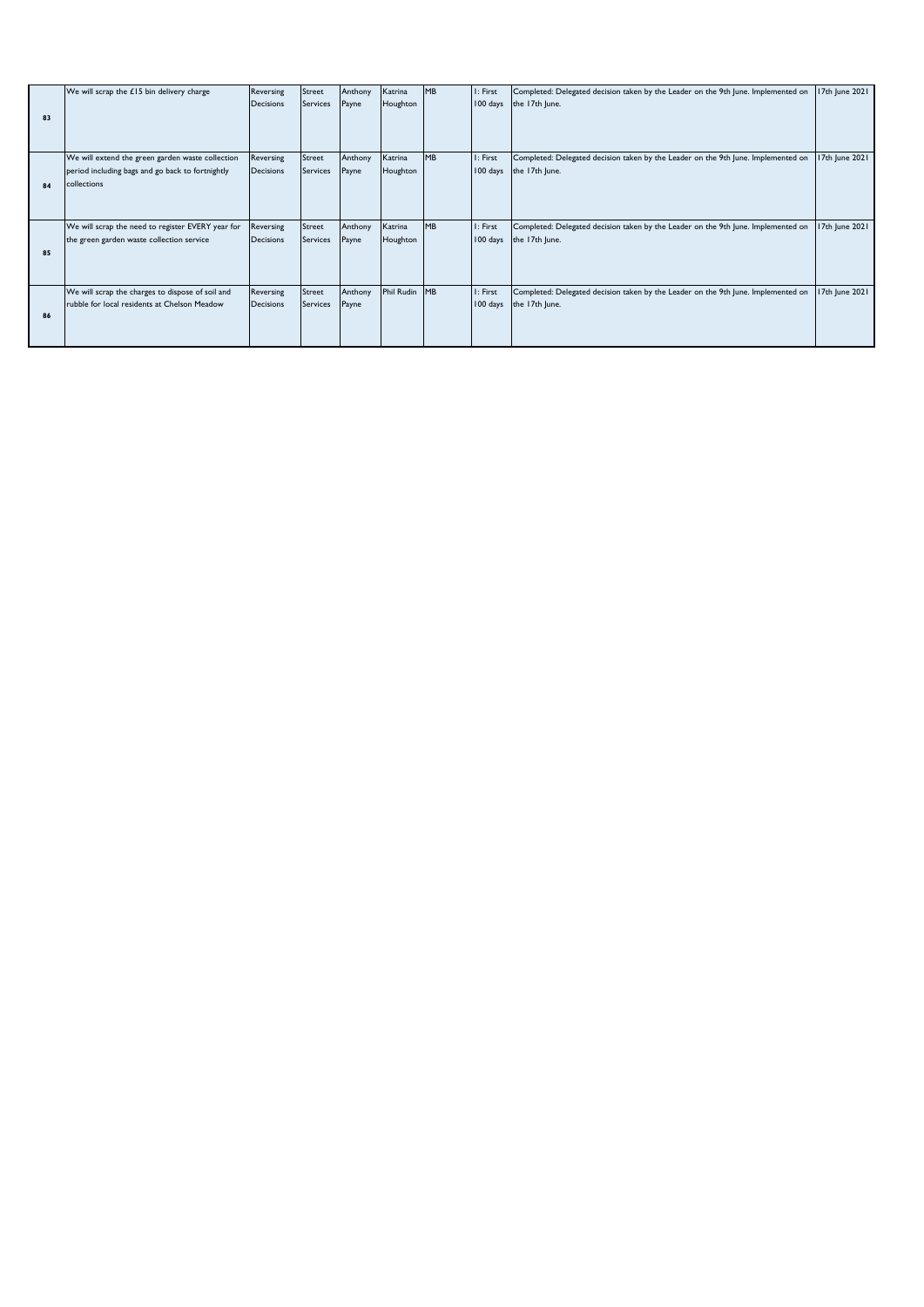| | | | | | | | | | |
|---|---|---|---|---|---|---|---|---|---|
| 83 | We will scrap the £15 bin delivery charge | Reversing Decisions | Street Services | Anthony Payne | Katrina Houghton | MB | 1: First 100 days | Completed: Delegated decision taken by the Leader on the 9th June. Implemented on the 17th June. | 17th June 2021 |
| 84 | We will extend the green garden waste collection period including bags and go back to fortnightly collections | Reversing Decisions | Street Services | Anthony Payne | Katrina Houghton | MB | 1: First 100 days | Completed: Delegated decision taken by the Leader on the 9th June. Implemented on the 17th June. | 17th June 2021 |
| 85 | We will scrap the need to register EVERY year for the green garden waste collection service | Reversing Decisions | Street Services | Anthony Payne | Katrina Houghton | MB | 1: First 100 days | Completed: Delegated decision taken by the Leader on the 9th June. Implemented on the 17th June. | 17th June 2021 |
| 86 | We will scrap the charges to dispose of soil and rubble for local residents at Chelson Meadow | Reversing Decisions | Street Services | Anthony Payne | Phil Rudin | MB | 1: First 100 days | Completed: Delegated decision taken by the Leader on the 9th June. Implemented on the 17th June. | 17th June 2021 |